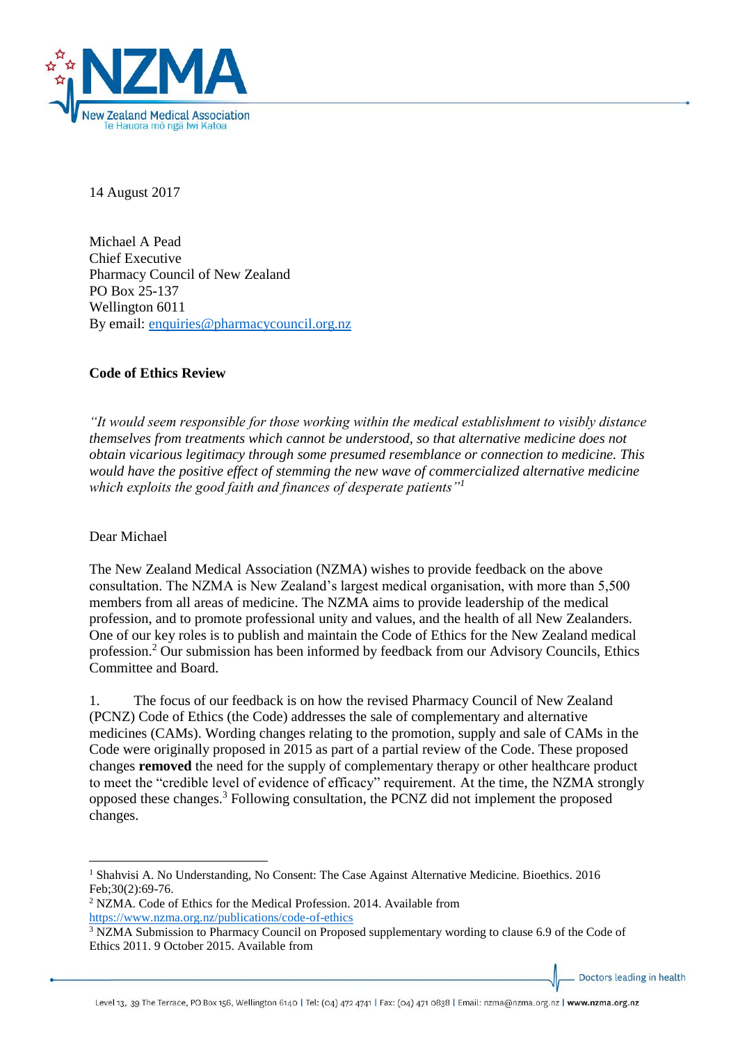14 August 2017

Michael A Pead
Chief Executive
Pharmacy Council of New Zealand
PO Box 25-137
Wellington 6011
By email: enquiries@pharmacycouncil.org.nz

**Code of Ethics Review**

*"It would seem responsible for those working within the medical establishment to visibly distance themselves from treatments which cannot be understood, so that alternative medicine does not obtain vicarious legitimacy through some presumed resemblance or connection to medicine. This would have the positive effect of stemming the new wave of commercialized alternative medicine which exploits the good faith and finances of desperate patients"*[1]

Dear Michael

The New Zealand Medical Association (NZMA) wishes to provide feedback on the above consultation. The NZMA is New Zealand's largest medical organisation, with more than 5,500 members from all areas of medicine. The NZMA aims to provide leadership of the medical profession, and to promote professional unity and values, and the health of all New Zealanders. One of our key roles is to publish and maintain the Code of Ethics for the New Zealand medical profession.[2] Our submission has been informed by feedback from our Advisory Councils, Ethics Committee and Board.

1. The focus of our feedback is on how the revised Pharmacy Council of New Zealand (PCNZ) Code of Ethics (the Code) addresses the sale of complementary and alternative medicines (CAMs). Wording changes relating to the promotion, supply and sale of CAMs in the Code were originally proposed in 2015 as part of a partial review of the Code. These proposed changes **removed** the need for the supply of complementary therapy or other healthcare product to meet the "credible level of evidence of efficacy" requirement. At the time, the NZMA strongly opposed these changes.[3] Following consultation, the PCNZ did not implement the proposed changes.

---

[1] Shahvisi A. No Understanding, No Consent: The Case Against Alternative Medicine. Bioethics. 2016 Feb;30(2):69-76.

[2] NZMA. Code of Ethics for the Medical Profession. 2014. Available from https://www.nzma.org.nz/publications/code-of-ethics

[3] NZMA Submission to Pharmacy Council on Proposed supplementary wording to clause 6.9 of the Code of Ethics 2011. 9 October 2015. Available from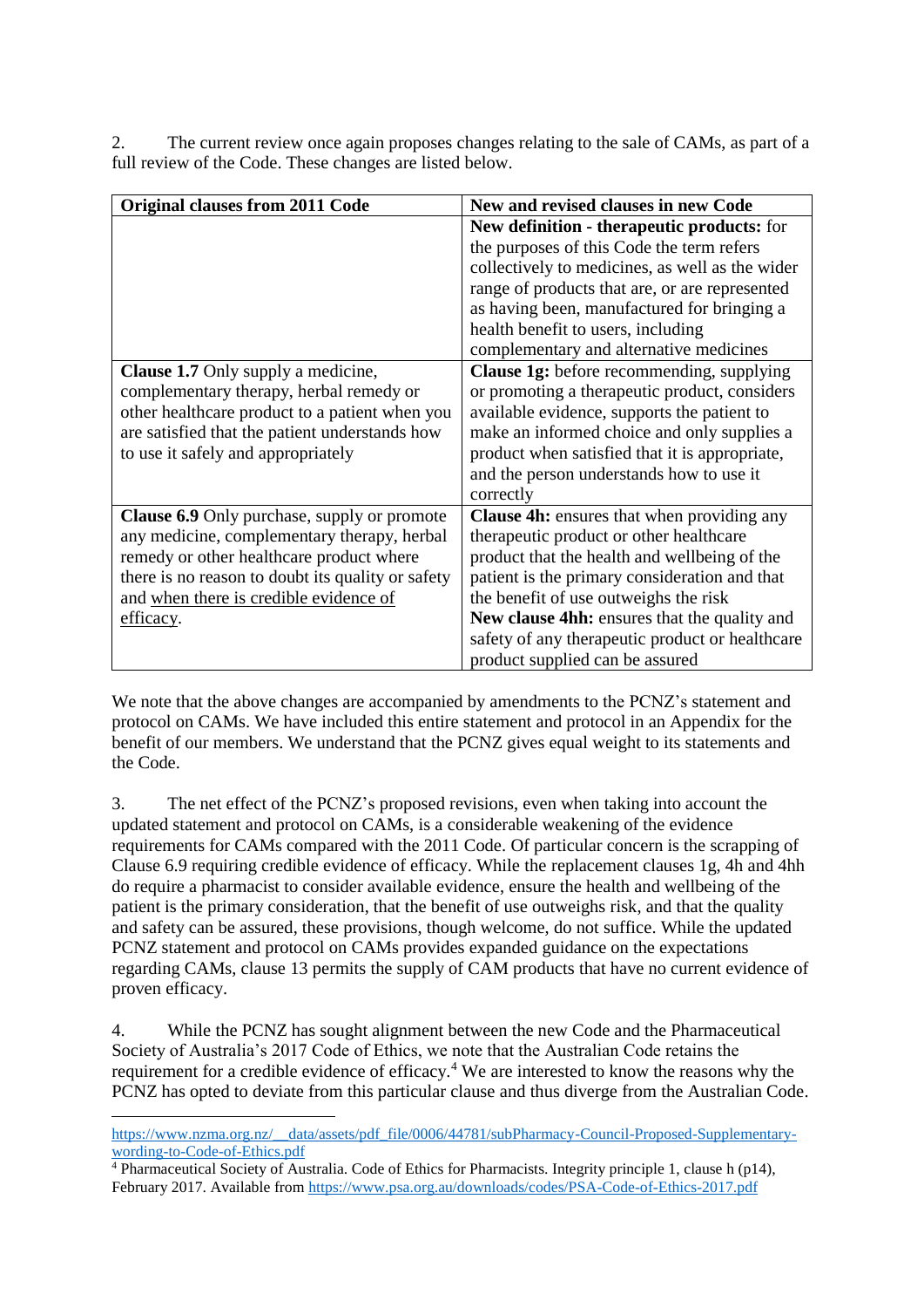2. The current review once again proposes changes relating to the sale of CAMs, as part of a full review of the Code. These changes are listed below.

| Original clauses from 2011 Code | New and revised clauses in new Code |
|---|---|
| | **New definition - therapeutic products:** for the purposes of this Code the term refers collectively to medicines, as well as the wider range of products that are, or are represented as having been, manufactured for bringing a health benefit to users, including complementary and alternative medicines |
| **Clause 1.7** Only supply a medicine, complementary therapy, herbal remedy or other healthcare product to a patient when you are satisfied that the patient understands how to use it safely and appropriately | **Clause 1g:** before recommending, supplying or promoting a therapeutic product, considers available evidence, supports the patient to make an informed choice and only supplies a product when satisfied that it is appropriate, and the person understands how to use it correctly |
| **Clause 6.9** Only purchase, supply or promote any medicine, complementary therapy, herbal remedy or other healthcare product where there is no reason to doubt its quality or safety and <u>when there is credible evidence of efficacy</u>. | **Clause 4h:** ensures that when providing any therapeutic product or other healthcare product that the health and wellbeing of the patient is the primary consideration and that the benefit of use outweighs the risk<br>**New clause 4hh:** ensures that the quality and safety of any therapeutic product or healthcare product supplied can be assured |

We note that the above changes are accompanied by amendments to the PCNZ's statement and protocol on CAMs. We have included this entire statement and protocol in an Appendix for the benefit of our members. We understand that the PCNZ gives equal weight to its statements and the Code.

3. The net effect of the PCNZ's proposed revisions, even when taking into account the updated statement and protocol on CAMs, is a considerable weakening of the evidence requirements for CAMs compared with the 2011 Code. Of particular concern is the scrapping of Clause 6.9 requiring credible evidence of efficacy. While the replacement clauses 1g, 4h and 4hh do require a pharmacist to consider available evidence, ensure the health and wellbeing of the patient is the primary consideration, that the benefit of use outweighs risk, and that the quality and safety can be assured, these provisions, though welcome, do not suffice. While the updated PCNZ statement and protocol on CAMs provides expanded guidance on the expectations regarding CAMs, clause 13 permits the supply of CAM products that have no current evidence of proven efficacy.

4. While the PCNZ has sought alignment between the new Code and the Pharmaceutical Society of Australia's 2017 Code of Ethics, we note that the Australian Code retains the requirement for a credible evidence of efficacy.[4] We are interested to know the reasons why the PCNZ has opted to deviate from this particular clause and thus diverge from the Australian Code.

---

https://www.nzma.org.nz/__data/assets/pdf_file/0006/44781/subPharmacy-Council-Proposed-Supplementary-wording-to-Code-of-Ethics.pdf

[4] Pharmaceutical Society of Australia. Code of Ethics for Pharmacists. Integrity principle 1, clause h (p14), February 2017. Available from https://www.psa.org.au/downloads/codes/PSA-Code-of-Ethics-2017.pdf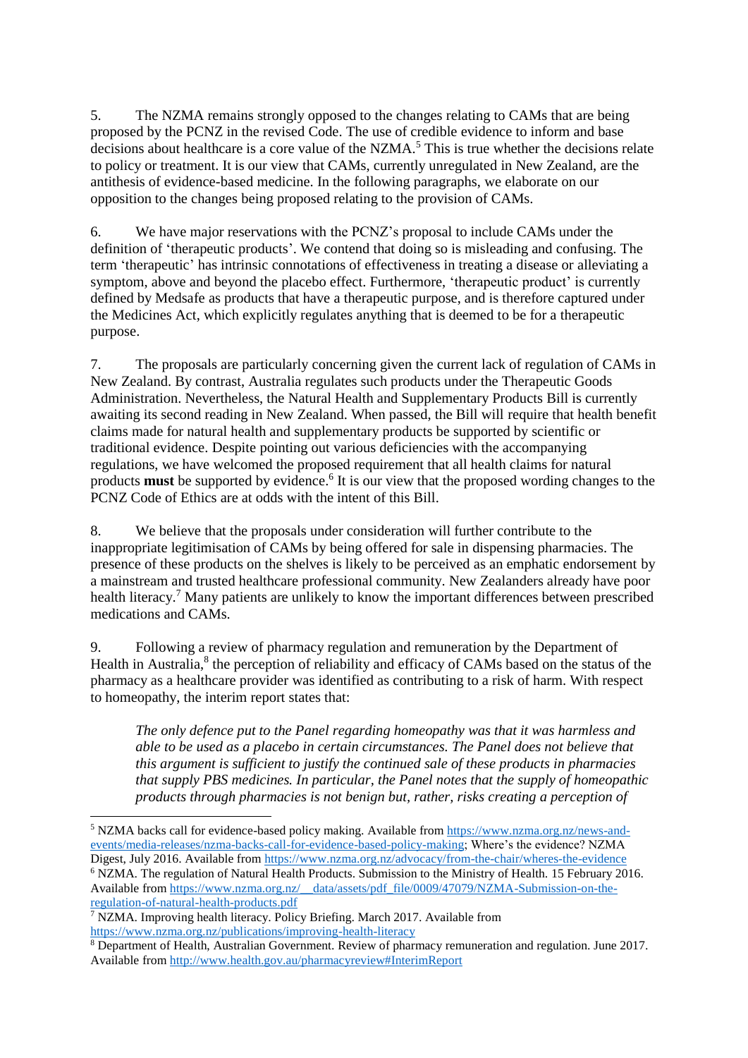5. The NZMA remains strongly opposed to the changes relating to CAMs that are being proposed by the PCNZ in the revised Code. The use of credible evidence to inform and base decisions about healthcare is a core value of the NZMA.[5] This is true whether the decisions relate to policy or treatment. It is our view that CAMs, currently unregulated in New Zealand, are the antithesis of evidence-based medicine. In the following paragraphs, we elaborate on our opposition to the changes being proposed relating to the provision of CAMs.

6. We have major reservations with the PCNZ's proposal to include CAMs under the definition of 'therapeutic products'. We contend that doing so is misleading and confusing. The term 'therapeutic' has intrinsic connotations of effectiveness in treating a disease or alleviating a symptom, above and beyond the placebo effect. Furthermore, 'therapeutic product' is currently defined by Medsafe as products that have a therapeutic purpose, and is therefore captured under the Medicines Act, which explicitly regulates anything that is deemed to be for a therapeutic purpose.

7. The proposals are particularly concerning given the current lack of regulation of CAMs in New Zealand. By contrast, Australia regulates such products under the Therapeutic Goods Administration. Nevertheless, the Natural Health and Supplementary Products Bill is currently awaiting its second reading in New Zealand. When passed, the Bill will require that health benefit claims made for natural health and supplementary products be supported by scientific or traditional evidence. Despite pointing out various deficiencies with the accompanying regulations, we have welcomed the proposed requirement that all health claims for natural products **must** be supported by evidence.[6] It is our view that the proposed wording changes to the PCNZ Code of Ethics are at odds with the intent of this Bill.

8. We believe that the proposals under consideration will further contribute to the inappropriate legitimisation of CAMs by being offered for sale in dispensing pharmacies. The presence of these products on the shelves is likely to be perceived as an emphatic endorsement by a mainstream and trusted healthcare professional community. New Zealanders already have poor health literacy.[7] Many patients are unlikely to know the important differences between prescribed medications and CAMs.

9. Following a review of pharmacy regulation and remuneration by the Department of Health in Australia,[8] the perception of reliability and efficacy of CAMs based on the status of the pharmacy as a healthcare provider was identified as contributing to a risk of harm. With respect to homeopathy, the interim report states that:

> *The only defence put to the Panel regarding homeopathy was that it was harmless and able to be used as a placebo in certain circumstances. The Panel does not believe that this argument is sufficient to justify the continued sale of these products in pharmacies that supply PBS medicines. In particular, the Panel notes that the supply of homeopathic products through pharmacies is not benign but, rather, risks creating a perception of*

---

[5] NZMA backs call for evidence-based policy making. Available from https://www.nzma.org.nz/news-and-events/media-releases/nzma-backs-call-for-evidence-based-policy-making; Where's the evidence? NZMA Digest, July 2016. Available from https://www.nzma.org.nz/advocacy/from-the-chair/wheres-the-evidence

[6] NZMA. The regulation of Natural Health Products. Submission to the Ministry of Health. 15 February 2016. Available from https://www.nzma.org.nz/__data/assets/pdf_file/0009/47079/NZMA-Submission-on-the-regulation-of-natural-health-products.pdf

[7] NZMA. Improving health literacy. Policy Briefing. March 2017. Available from https://www.nzma.org.nz/publications/improving-health-literacy

[8] Department of Health, Australian Government. Review of pharmacy remuneration and regulation. June 2017. Available from http://www.health.gov.au/pharmacyreview#InterimReport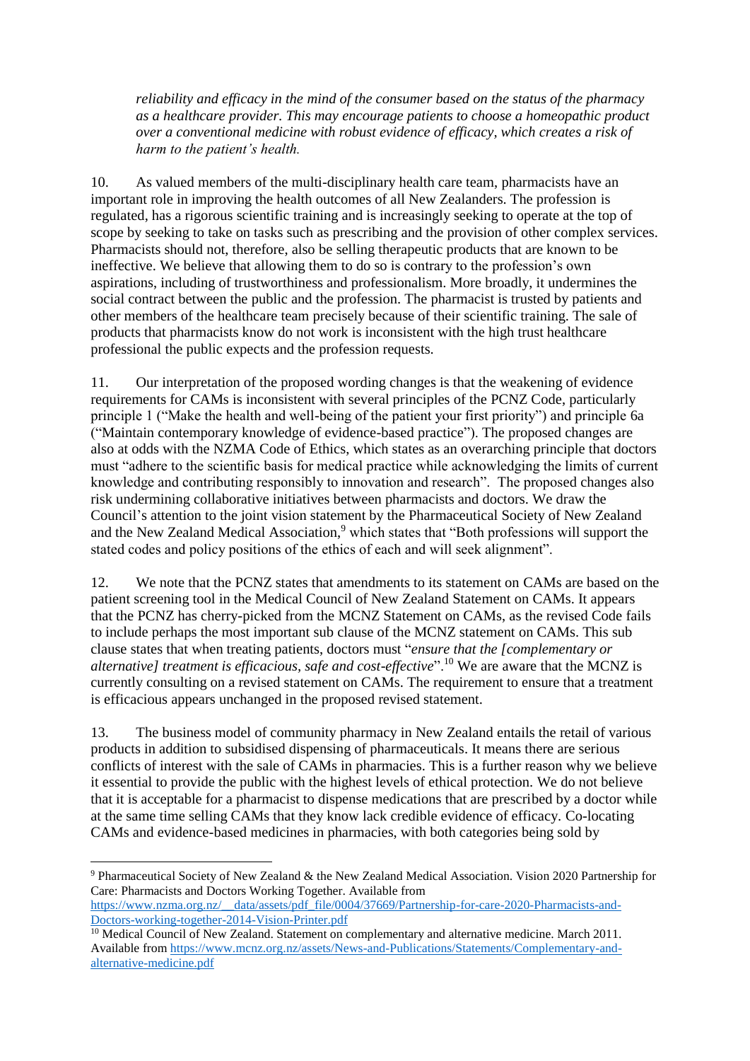*reliability and efficacy in the mind of the consumer based on the status of the pharmacy as a healthcare provider. This may encourage patients to choose a homeopathic product over a conventional medicine with robust evidence of efficacy, which creates a risk of harm to the patient's health.*

10. As valued members of the multi-disciplinary health care team, pharmacists have an important role in improving the health outcomes of all New Zealanders. The profession is regulated, has a rigorous scientific training and is increasingly seeking to operate at the top of scope by seeking to take on tasks such as prescribing and the provision of other complex services. Pharmacists should not, therefore, also be selling therapeutic products that are known to be ineffective. We believe that allowing them to do so is contrary to the profession's own aspirations, including of trustworthiness and professionalism. More broadly, it undermines the social contract between the public and the profession. The pharmacist is trusted by patients and other members of the healthcare team precisely because of their scientific training. The sale of products that pharmacists know do not work is inconsistent with the high trust healthcare professional the public expects and the profession requests.

11. Our interpretation of the proposed wording changes is that the weakening of evidence requirements for CAMs is inconsistent with several principles of the PCNZ Code, particularly principle 1 ("Make the health and well-being of the patient your first priority") and principle 6a ("Maintain contemporary knowledge of evidence-based practice"). The proposed changes are also at odds with the NZMA Code of Ethics, which states as an overarching principle that doctors must "adhere to the scientific basis for medical practice while acknowledging the limits of current knowledge and contributing responsibly to innovation and research". The proposed changes also risk undermining collaborative initiatives between pharmacists and doctors. We draw the Council's attention to the joint vision statement by the Pharmaceutical Society of New Zealand and the New Zealand Medical Association,[9] which states that "Both professions will support the stated codes and policy positions of the ethics of each and will seek alignment".

12. We note that the PCNZ states that amendments to its statement on CAMs are based on the patient screening tool in the Medical Council of New Zealand Statement on CAMs. It appears that the PCNZ has cherry-picked from the MCNZ Statement on CAMs, as the revised Code fails to include perhaps the most important sub clause of the MCNZ statement on CAMs. This sub clause states that when treating patients, doctors must "*ensure that the [complementary or alternative] treatment is efficacious, safe and cost-effective*".[10] We are aware that the MCNZ is currently consulting on a revised statement on CAMs. The requirement to ensure that a treatment is efficacious appears unchanged in the proposed revised statement.

13. The business model of community pharmacy in New Zealand entails the retail of various products in addition to subsidised dispensing of pharmaceuticals. It means there are serious conflicts of interest with the sale of CAMs in pharmacies. This is a further reason why we believe it essential to provide the public with the highest levels of ethical protection. We do not believe that it is acceptable for a pharmacist to dispense medications that are prescribed by a doctor while at the same time selling CAMs that they know lack credible evidence of efficacy. Co-locating CAMs and evidence-based medicines in pharmacies, with both categories being sold by

---

[9] Pharmaceutical Society of New Zealand & the New Zealand Medical Association. Vision 2020 Partnership for Care: Pharmacists and Doctors Working Together. Available from https://www.nzma.org.nz/__data/assets/pdf_file/0004/37669/Partnership-for-care-2020-Pharmacists-and-Doctors-working-together-2014-Vision-Printer.pdf

[10] Medical Council of New Zealand. Statement on complementary and alternative medicine. March 2011. Available from https://www.mcnz.org.nz/assets/News-and-Publications/Statements/Complementary-and-alternative-medicine.pdf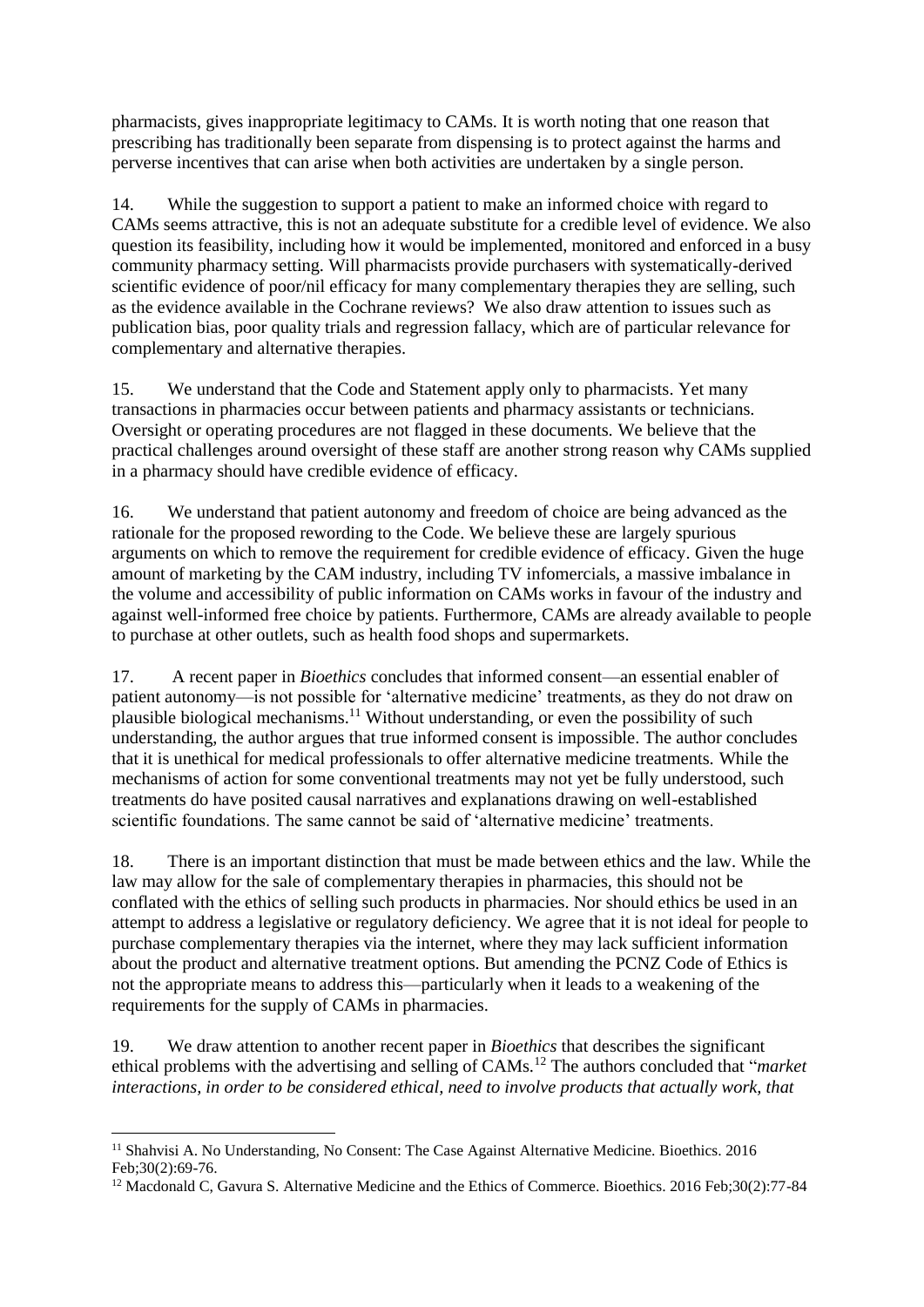pharmacists, gives inappropriate legitimacy to CAMs. It is worth noting that one reason that prescribing has traditionally been separate from dispensing is to protect against the harms and perverse incentives that can arise when both activities are undertaken by a single person.

14. While the suggestion to support a patient to make an informed choice with regard to CAMs seems attractive, this is not an adequate substitute for a credible level of evidence. We also question its feasibility, including how it would be implemented, monitored and enforced in a busy community pharmacy setting. Will pharmacists provide purchasers with systematically-derived scientific evidence of poor/nil efficacy for many complementary therapies they are selling, such as the evidence available in the Cochrane reviews? We also draw attention to issues such as publication bias, poor quality trials and regression fallacy, which are of particular relevance for complementary and alternative therapies.

15. We understand that the Code and Statement apply only to pharmacists. Yet many transactions in pharmacies occur between patients and pharmacy assistants or technicians. Oversight or operating procedures are not flagged in these documents. We believe that the practical challenges around oversight of these staff are another strong reason why CAMs supplied in a pharmacy should have credible evidence of efficacy.

16. We understand that patient autonomy and freedom of choice are being advanced as the rationale for the proposed rewording to the Code. We believe these are largely spurious arguments on which to remove the requirement for credible evidence of efficacy. Given the huge amount of marketing by the CAM industry, including TV infomercials, a massive imbalance in the volume and accessibility of public information on CAMs works in favour of the industry and against well-informed free choice by patients. Furthermore, CAMs are already available to people to purchase at other outlets, such as health food shops and supermarkets.

17. A recent paper in *Bioethics* concludes that informed consent—an essential enabler of patient autonomy—is not possible for 'alternative medicine' treatments, as they do not draw on plausible biological mechanisms.[11] Without understanding, or even the possibility of such understanding, the author argues that true informed consent is impossible. The author concludes that it is unethical for medical professionals to offer alternative medicine treatments. While the mechanisms of action for some conventional treatments may not yet be fully understood, such treatments do have posited causal narratives and explanations drawing on well-established scientific foundations. The same cannot be said of 'alternative medicine' treatments.

18. There is an important distinction that must be made between ethics and the law. While the law may allow for the sale of complementary therapies in pharmacies, this should not be conflated with the ethics of selling such products in pharmacies. Nor should ethics be used in an attempt to address a legislative or regulatory deficiency. We agree that it is not ideal for people to purchase complementary therapies via the internet, where they may lack sufficient information about the product and alternative treatment options. But amending the PCNZ Code of Ethics is not the appropriate means to address this—particularly when it leads to a weakening of the requirements for the supply of CAMs in pharmacies.

19. We draw attention to another recent paper in *Bioethics* that describes the significant ethical problems with the advertising and selling of CAMs.[12] The authors concluded that "*market interactions, in order to be considered ethical, need to involve products that actually work, that*

---

[11] Shahvisi A. No Understanding, No Consent: The Case Against Alternative Medicine. Bioethics. 2016 Feb;30(2):69-76.

[12] Macdonald C, Gavura S. Alternative Medicine and the Ethics of Commerce. Bioethics. 2016 Feb;30(2):77-84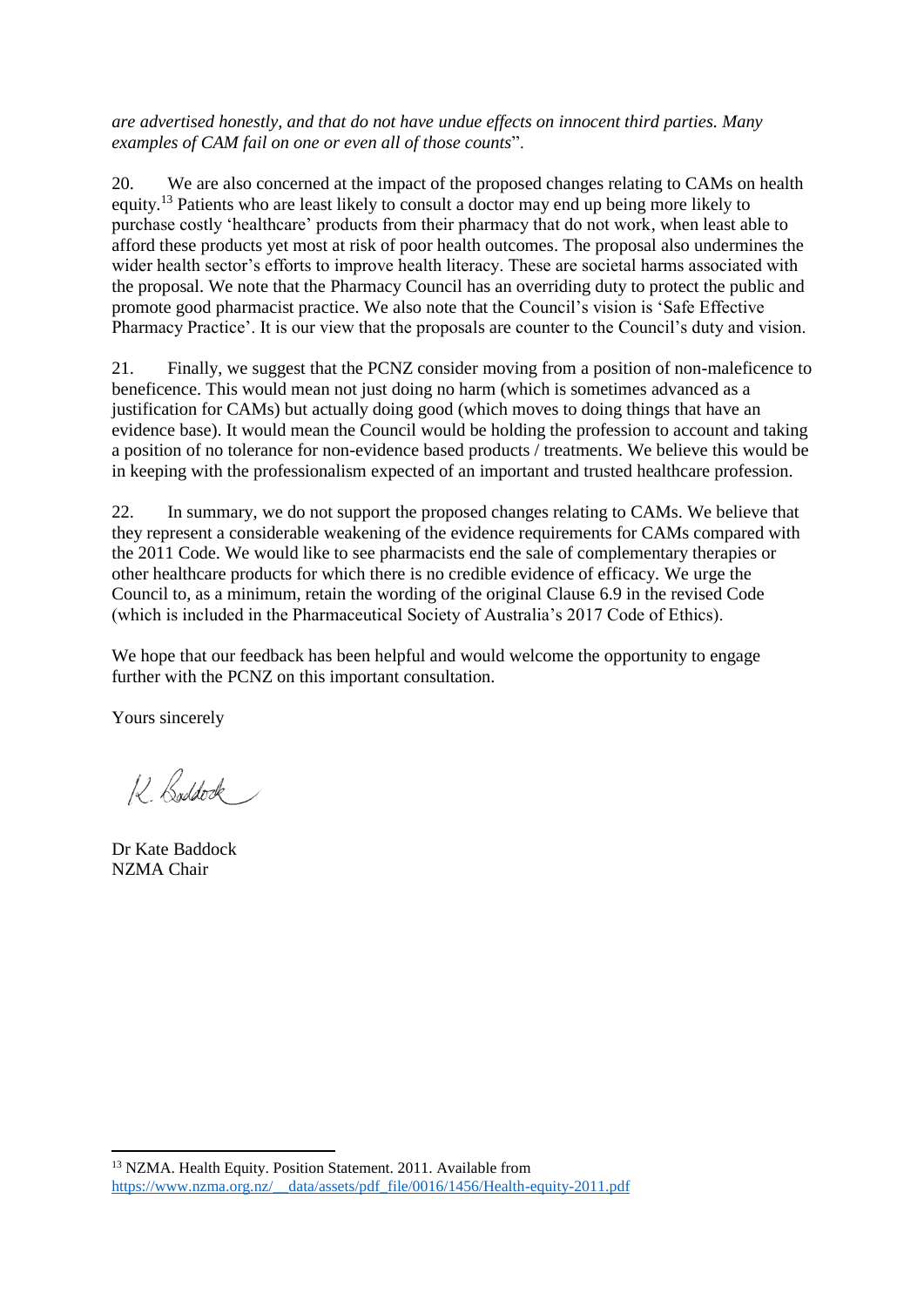*are advertised honestly, and that do not have undue effects on innocent third parties. Many examples of CAM fail on one or even all of those counts*".

20. We are also concerned at the impact of the proposed changes relating to CAMs on health equity.[13] Patients who are least likely to consult a doctor may end up being more likely to purchase costly 'healthcare' products from their pharmacy that do not work, when least able to afford these products yet most at risk of poor health outcomes. The proposal also undermines the wider health sector's efforts to improve health literacy. These are societal harms associated with the proposal. We note that the Pharmacy Council has an overriding duty to protect the public and promote good pharmacist practice. We also note that the Council's vision is 'Safe Effective Pharmacy Practice'. It is our view that the proposals are counter to the Council's duty and vision.

21. Finally, we suggest that the PCNZ consider moving from a position of non-maleficence to beneficence. This would mean not just doing no harm (which is sometimes advanced as a justification for CAMs) but actually doing good (which moves to doing things that have an evidence base). It would mean the Council would be holding the profession to account and taking a position of no tolerance for non-evidence based products / treatments. We believe this would be in keeping with the professionalism expected of an important and trusted healthcare profession.

22. In summary, we do not support the proposed changes relating to CAMs. We believe that they represent a considerable weakening of the evidence requirements for CAMs compared with the 2011 Code. We would like to see pharmacists end the sale of complementary therapies or other healthcare products for which there is no credible evidence of efficacy. We urge the Council to, as a minimum, retain the wording of the original Clause 6.9 in the revised Code (which is included in the Pharmaceutical Society of Australia's 2017 Code of Ethics).

We hope that our feedback has been helpful and would welcome the opportunity to engage further with the PCNZ on this important consultation.

Yours sincerely

K. Baddock

Dr Kate Baddock
NZMA Chair

---

[13] NZMA. Health Equity. Position Statement. 2011. Available from https://www.nzma.org.nz/__data/assets/pdf_file/0016/1456/Health-equity-2011.pdf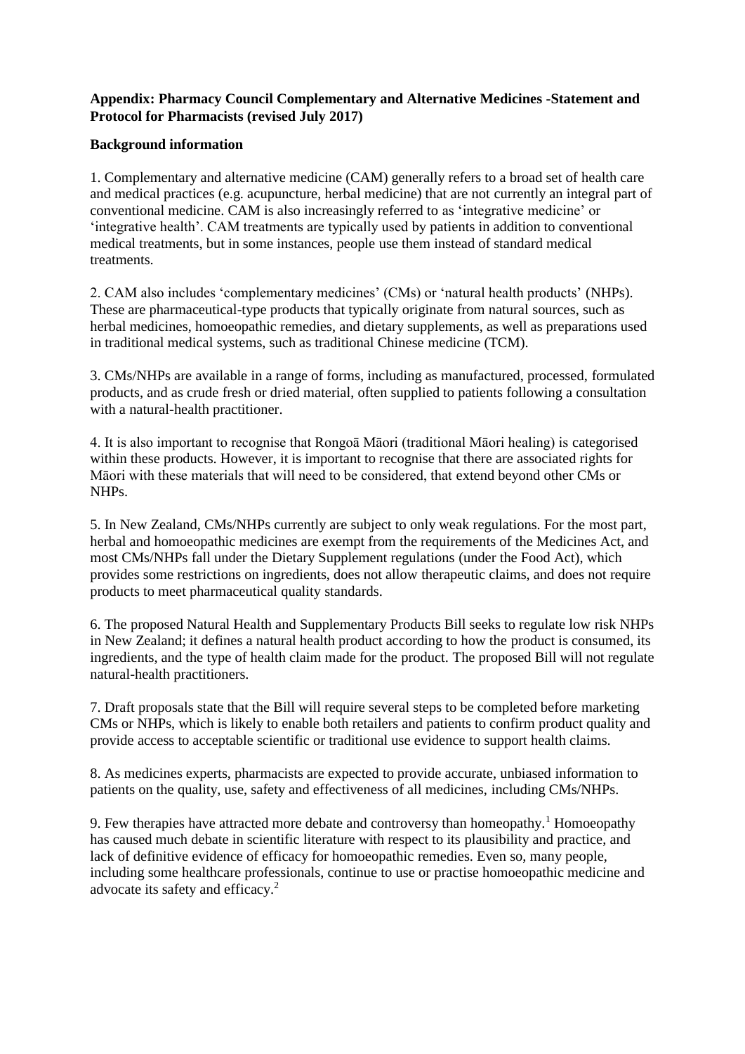**Appendix: Pharmacy Council Complementary and Alternative Medicines -Statement and Protocol for Pharmacists (revised July 2017)**

**Background information**

1. Complementary and alternative medicine (CAM) generally refers to a broad set of health care and medical practices (e.g. acupuncture, herbal medicine) that are not currently an integral part of conventional medicine. CAM is also increasingly referred to as 'integrative medicine' or 'integrative health'. CAM treatments are typically used by patients in addition to conventional medical treatments, but in some instances, people use them instead of standard medical treatments.

2. CAM also includes 'complementary medicines' (CMs) or 'natural health products' (NHPs). These are pharmaceutical-type products that typically originate from natural sources, such as herbal medicines, homoeopathic remedies, and dietary supplements, as well as preparations used in traditional medical systems, such as traditional Chinese medicine (TCM).

3. CMs/NHPs are available in a range of forms, including as manufactured, processed, formulated products, and as crude fresh or dried material, often supplied to patients following a consultation with a natural-health practitioner.

4. It is also important to recognise that Rongoā Māori (traditional Māori healing) is categorised within these products. However, it is important to recognise that there are associated rights for Māori with these materials that will need to be considered, that extend beyond other CMs or NHPs.

5. In New Zealand, CMs/NHPs currently are subject to only weak regulations. For the most part, herbal and homoeopathic medicines are exempt from the requirements of the Medicines Act, and most CMs/NHPs fall under the Dietary Supplement regulations (under the Food Act), which provides some restrictions on ingredients, does not allow therapeutic claims, and does not require products to meet pharmaceutical quality standards.

6. The proposed Natural Health and Supplementary Products Bill seeks to regulate low risk NHPs in New Zealand; it defines a natural health product according to how the product is consumed, its ingredients, and the type of health claim made for the product. The proposed Bill will not regulate natural-health practitioners.

7. Draft proposals state that the Bill will require several steps to be completed before marketing CMs or NHPs, which is likely to enable both retailers and patients to confirm product quality and provide access to acceptable scientific or traditional use evidence to support health claims.

8. As medicines experts, pharmacists are expected to provide accurate, unbiased information to patients on the quality, use, safety and effectiveness of all medicines, including CMs/NHPs.

9. Few therapies have attracted more debate and controversy than homeopathy.[1] Homoeopathy has caused much debate in scientific literature with respect to its plausibility and practice, and lack of definitive evidence of efficacy for homoeopathic remedies. Even so, many people, including some healthcare professionals, continue to use or practise homoeopathic medicine and advocate its safety and efficacy.[2]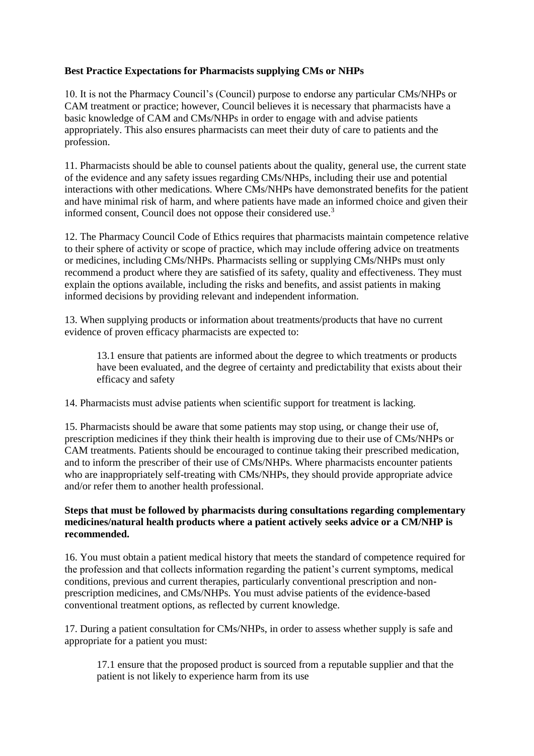**Best Practice Expectations for Pharmacists supplying CMs or NHPs**

10. It is not the Pharmacy Council's (Council) purpose to endorse any particular CMs/NHPs or CAM treatment or practice; however, Council believes it is necessary that pharmacists have a basic knowledge of CAM and CMs/NHPs in order to engage with and advise patients appropriately. This also ensures pharmacists can meet their duty of care to patients and the profession.

11. Pharmacists should be able to counsel patients about the quality, general use, the current state of the evidence and any safety issues regarding CMs/NHPs, including their use and potential interactions with other medications. Where CMs/NHPs have demonstrated benefits for the patient and have minimal risk of harm, and where patients have made an informed choice and given their informed consent, Council does not oppose their considered use.[3]

12. The Pharmacy Council Code of Ethics requires that pharmacists maintain competence relative to their sphere of activity or scope of practice, which may include offering advice on treatments or medicines, including CMs/NHPs. Pharmacists selling or supplying CMs/NHPs must only recommend a product where they are satisfied of its safety, quality and effectiveness. They must explain the options available, including the risks and benefits, and assist patients in making informed decisions by providing relevant and independent information.

13. When supplying products or information about treatments/products that have no current evidence of proven efficacy pharmacists are expected to:

> 13.1 ensure that patients are informed about the degree to which treatments or products have been evaluated, and the degree of certainty and predictability that exists about their efficacy and safety

14. Pharmacists must advise patients when scientific support for treatment is lacking.

15. Pharmacists should be aware that some patients may stop using, or change their use of, prescription medicines if they think their health is improving due to their use of CMs/NHPs or CAM treatments. Patients should be encouraged to continue taking their prescribed medication, and to inform the prescriber of their use of CMs/NHPs. Where pharmacists encounter patients who are inappropriately self-treating with CMs/NHPs, they should provide appropriate advice and/or refer them to another health professional.

**Steps that must be followed by pharmacists during consultations regarding complementary medicines/natural health products where a patient actively seeks advice or a CM/NHP is recommended.**

16. You must obtain a patient medical history that meets the standard of competence required for the profession and that collects information regarding the patient's current symptoms, medical conditions, previous and current therapies, particularly conventional prescription and non-prescription medicines, and CMs/NHPs. You must advise patients of the evidence-based conventional treatment options, as reflected by current knowledge.

17. During a patient consultation for CMs/NHPs, in order to assess whether supply is safe and appropriate for a patient you must:

> 17.1 ensure that the proposed product is sourced from a reputable supplier and that the patient is not likely to experience harm from its use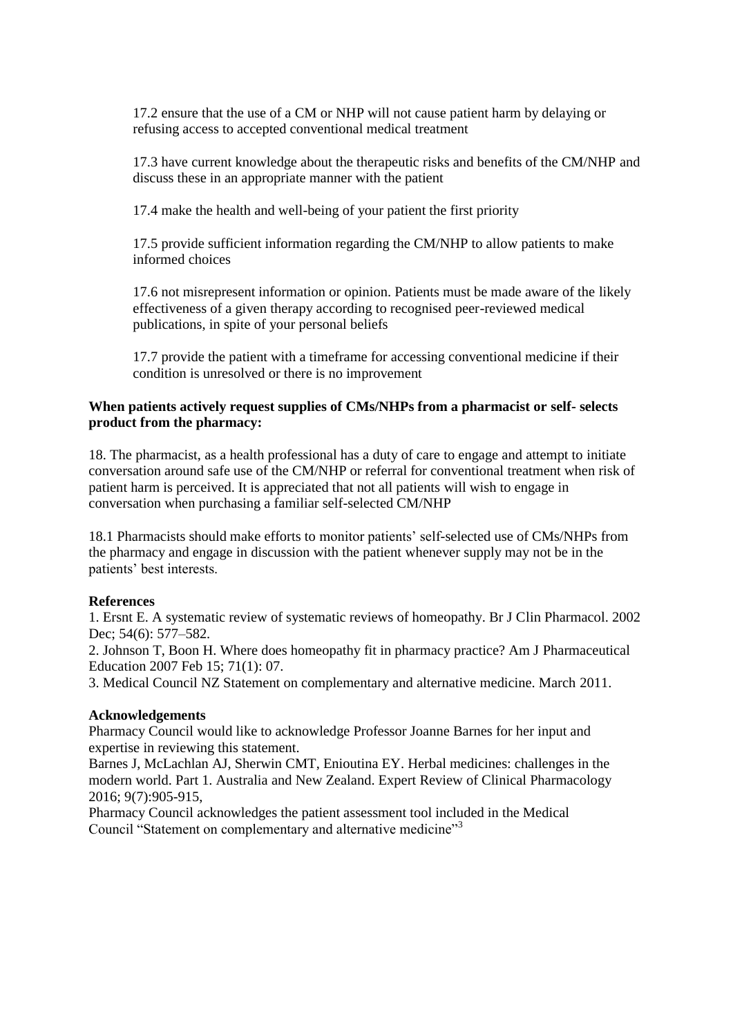17.2 ensure that the use of a CM or NHP will not cause patient harm by delaying or refusing access to accepted conventional medical treatment

17.3 have current knowledge about the therapeutic risks and benefits of the CM/NHP and discuss these in an appropriate manner with the patient

17.4 make the health and well-being of your patient the first priority

17.5 provide sufficient information regarding the CM/NHP to allow patients to make informed choices

17.6 not misrepresent information or opinion. Patients must be made aware of the likely effectiveness of a given therapy according to recognised peer-reviewed medical publications, in spite of your personal beliefs

17.7 provide the patient with a timeframe for accessing conventional medicine if their condition is unresolved or there is no improvement

**When patients actively request supplies of CMs/NHPs from a pharmacist or self- selects product from the pharmacy:**

18. The pharmacist, as a health professional has a duty of care to engage and attempt to initiate conversation around safe use of the CM/NHP or referral for conventional treatment when risk of patient harm is perceived. It is appreciated that not all patients will wish to engage in conversation when purchasing a familiar self-selected CM/NHP

18.1 Pharmacists should make efforts to monitor patients' self-selected use of CMs/NHPs from the pharmacy and engage in discussion with the patient whenever supply may not be in the patients' best interests.

**References**

1. Ersnt E. A systematic review of systematic reviews of homeopathy. Br J Clin Pharmacol. 2002 Dec; 54(6): 577–582.
2. Johnson T, Boon H. Where does homeopathy fit in pharmacy practice? Am J Pharmaceutical Education 2007 Feb 15; 71(1): 07.
3. Medical Council NZ Statement on complementary and alternative medicine. March 2011.

**Acknowledgements**

Pharmacy Council would like to acknowledge Professor Joanne Barnes for her input and expertise in reviewing this statement.

Barnes J, McLachlan AJ, Sherwin CMT, Enioutina EY. Herbal medicines: challenges in the modern world. Part 1. Australia and New Zealand. Expert Review of Clinical Pharmacology 2016; 9(7):905-915,

Pharmacy Council acknowledges the patient assessment tool included in the Medical Council "Statement on complementary and alternative medicine"[3]